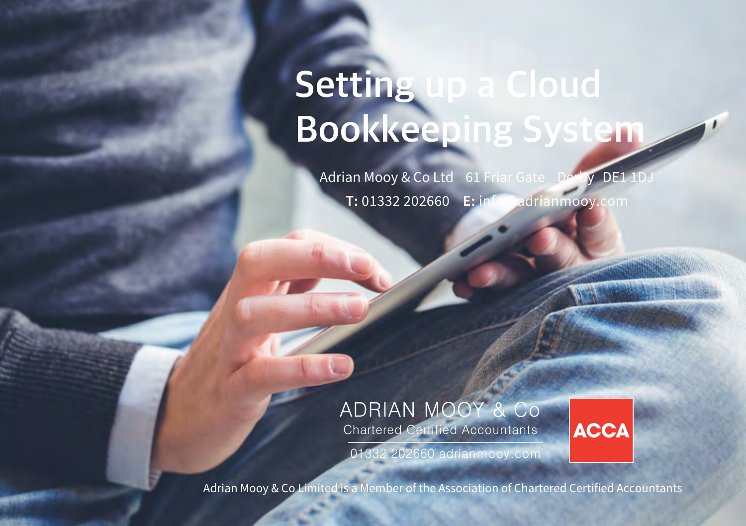# Setting up a Cloud Bookkeeping System

Adrian Mooy & Co Ltd 61 Friar Gate Derby DE1 1DJ

**T:** 01332 202660 **E:** info@adrianmooy.com

ADRIAN MOOY & Co

Chartered Certified Accountants

01332 202660 adrianmooy.com

ACCA

Adrian Mooy & Co Limited is a Member of the Association of Chartered Certified Accountants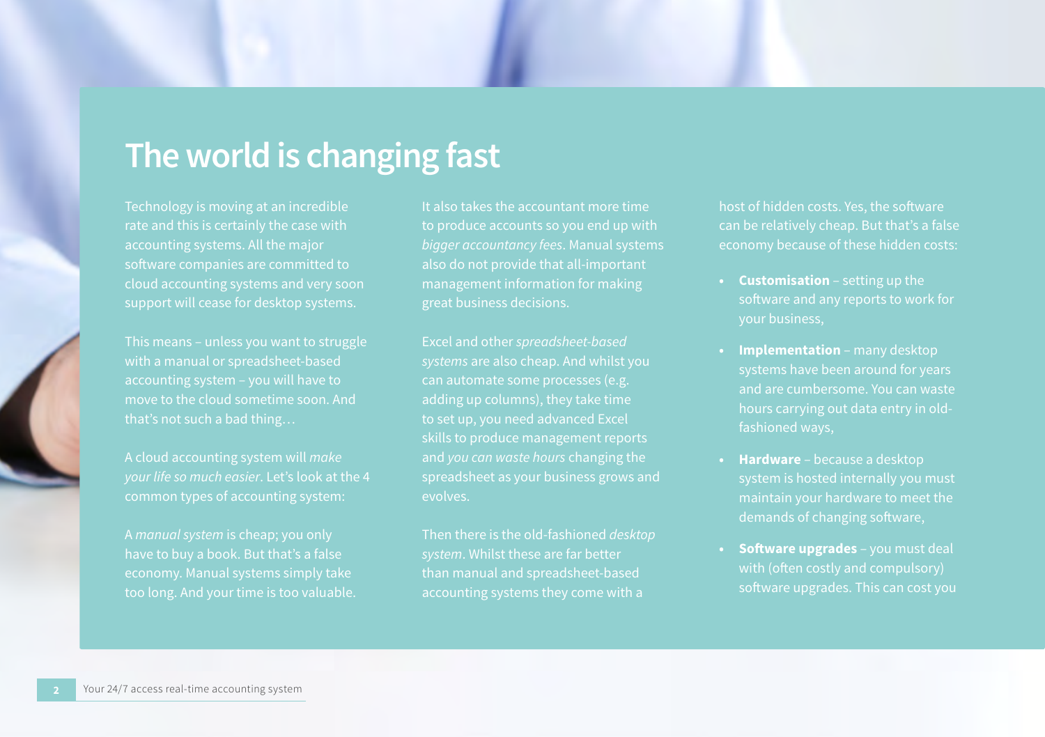# The world is changing fast

Technology is moving at an incredible rate and this is certainly the case with accounting systems. All the major software companies are committed to cloud accounting systems and very soon support will cease for desktop systems.

This means – unless you want to struggle with a manual or spreadsheet-based accounting system – you will have to move to the cloud sometime soon. And that's not such a bad thing…

A cloud accounting system will *make your life so much easier*. Let's look at the 4 common types of accounting system:

A *manual system* is cheap; you only have to buy a book. But that's a false economy. Manual systems simply take too long. And your time is too valuable. It also takes the accountant more time to produce accounts so you end up with *bigger accountancy fees*. Manual systems also do not provide that all-important management information for making great business decisions.

Excel and other *spreadsheet-based systems* are also cheap. And whilst you can automate some processes (e.g. adding up columns), they take time to set up, you need advanced Excel skills to produce management reports and *you can waste hours* changing the spreadsheet as your business grows and evolves.

Then there is the old-fashioned *desktop system*. Whilst these are far better than manual and spreadsheet-based accounting systems they come with a host of hidden costs. Yes, the software can be relatively cheap. But that's a false economy because of these hidden costs:

- **Customisation** – setting up the software and any reports to work for your business,
- **Implementation** – many desktop systems have been around for years and are cumbersome. You can waste hours carrying out data entry in old-fashioned ways,
- **Hardware** – because a desktop system is hosted internally you must maintain your hardware to meet the demands of changing software,
- **Software upgrades** – you must deal with (often costly and compulsory) software upgrades. This can cost you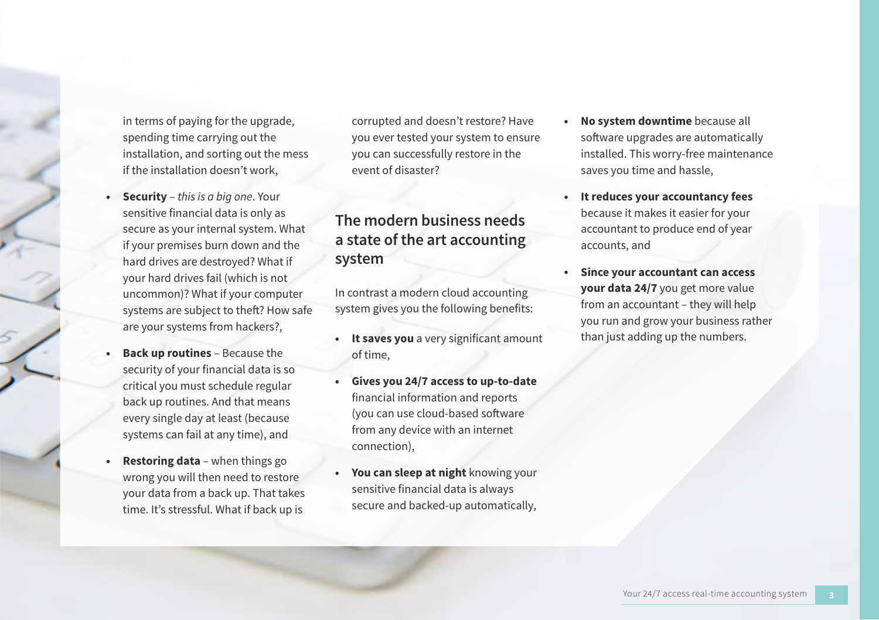in terms of paying for the upgrade, spending time carrying out the installation, and sorting out the mess if the installation doesn't work,

- **Security** – *this is a big one*. Your sensitive financial data is only as secure as your internal system. What if your premises burn down and the hard drives are destroyed? What if your hard drives fail (which is not uncommon)? What if your computer systems are subject to theft? How safe are your systems from hackers?,
- **Back up routines** – Because the security of your financial data is so critical you must schedule regular back up routines. And that means every single day at least (because systems can fail at any time), and
- **Restoring data** – when things go wrong you will then need to restore your data from a back up. That takes time. It's stressful. What if back up is corrupted and doesn't restore? Have you ever tested your system to ensure you can successfully restore in the event of disaster?

## The modern business needs a state of the art accounting system

In contrast a modern cloud accounting system gives you the following benefits:

- **It saves you** a very significant amount of time,
- **Gives you 24/7 access to up-to-date** financial information and reports (you can use cloud-based software from any device with an internet connection),
- **You can sleep at night** knowing your sensitive financial data is always secure and backed-up automatically,
- **No system downtime** because all software upgrades are automatically installed. This worry-free maintenance saves you time and hassle,
- **It reduces your accountancy fees** because it makes it easier for your accountant to produce end of year accounts, and
- **Since your accountant can access your data 24/7** you get more value from an accountant – they will help you run and grow your business rather than just adding up the numbers.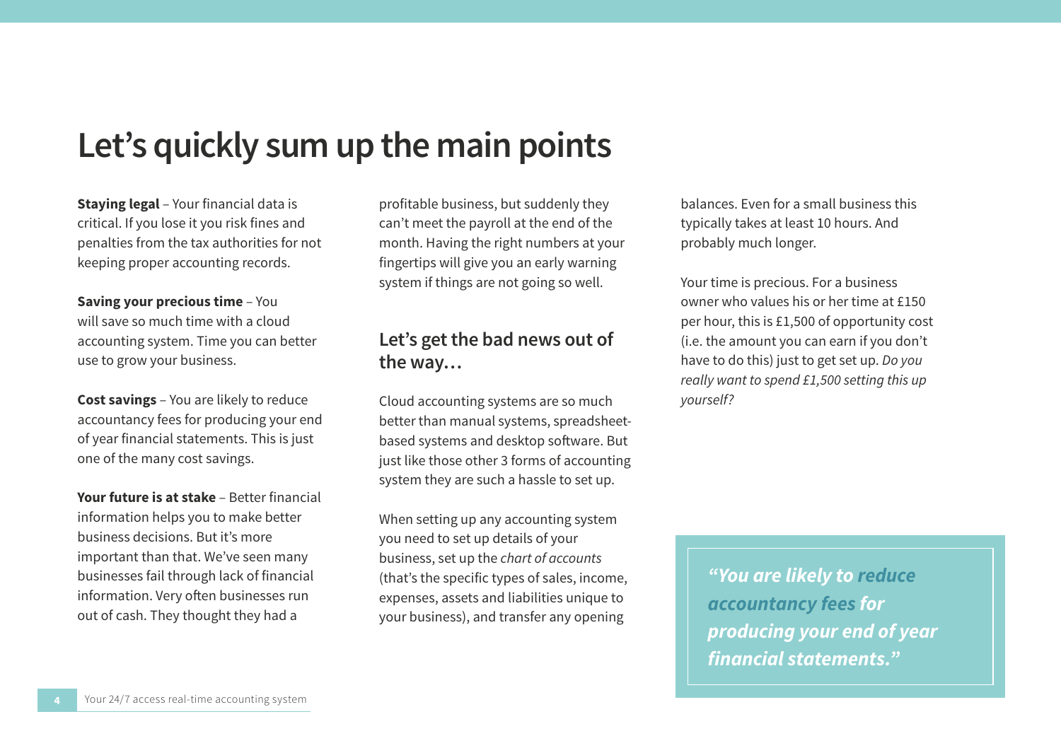# Let's quickly sum up the main points

**Staying legal** – Your financial data is critical. If you lose it you risk fines and penalties from the tax authorities for not keeping proper accounting records.

**Saving your precious time** – You will save so much time with a cloud accounting system. Time you can better use to grow your business.

**Cost savings** – You are likely to reduce accountancy fees for producing your end of year financial statements. This is just one of the many cost savings.

**Your future is at stake** – Better financial information helps you to make better business decisions. But it's more important than that. We've seen many businesses fail through lack of financial information. Very often businesses run out of cash. They thought they had a profitable business, but suddenly they can't meet the payroll at the end of the month. Having the right numbers at your fingertips will give you an early warning system if things are not going so well.

## Let's get the bad news out of the way…

Cloud accounting systems are so much better than manual systems, spreadsheet-based systems and desktop software. But just like those other 3 forms of accounting system they are such a hassle to set up.

When setting up any accounting system you need to set up details of your business, set up the *chart of accounts* (that's the specific types of sales, income, expenses, assets and liabilities unique to your business), and transfer any opening balances. Even for a small business this typically takes at least 10 hours. And probably much longer.

Your time is precious. For a business owner who values his or her time at £150 per hour, this is £1,500 of opportunity cost (i.e. the amount you can earn if you don't have to do this) just to get set up. *Do you really want to spend £1,500 setting this up yourself?*

> ***"You are likely to reduce accountancy fees for producing your end of year financial statements."***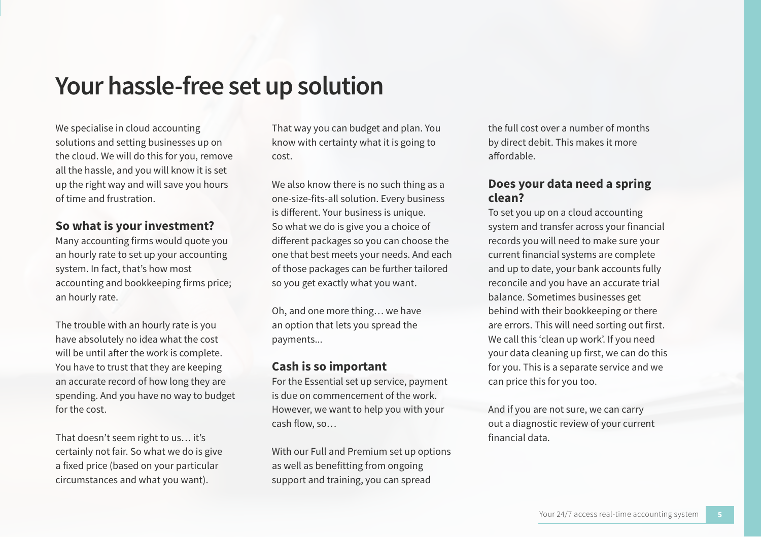# Your hassle-free set up solution

We specialise in cloud accounting solutions and setting businesses up on the cloud. We will do this for you, remove all the hassle, and you will know it is set up the right way and will save you hours of time and frustration.

### So what is your investment?

Many accounting firms would quote you an hourly rate to set up your accounting system. In fact, that's how most accounting and bookkeeping firms price; an hourly rate.

The trouble with an hourly rate is you have absolutely no idea what the cost will be until after the work is complete. You have to trust that they are keeping an accurate record of how long they are spending. And you have no way to budget for the cost.

That doesn't seem right to us… it's certainly not fair. So what we do is give a fixed price (based on your particular circumstances and what you want).

That way you can budget and plan. You know with certainty what it is going to cost.

We also know there is no such thing as a one-size-fits-all solution. Every business is different. Your business is unique. So what we do is give you a choice of different packages so you can choose the one that best meets your needs. And each of those packages can be further tailored so you get exactly what you want.

Oh, and one more thing… we have an option that lets you spread the payments...

### Cash is so important

For the Essential set up service, payment is due on commencement of the work. However, we want to help you with your cash flow, so…

With our Full and Premium set up options as well as benefitting from ongoing support and training, you can spread the full cost over a number of months by direct debit. This makes it more affordable.

### Does your data need a spring clean?

To set you up on a cloud accounting system and transfer across your financial records you will need to make sure your current financial systems are complete and up to date, your bank accounts fully reconcile and you have an accurate trial balance. Sometimes businesses get behind with their bookkeeping or there are errors. This will need sorting out first. We call this 'clean up work'. If you need your data cleaning up first, we can do this for you. This is a separate service and we can price this for you too.

And if you are not sure, we can carry out a diagnostic review of your current financial data.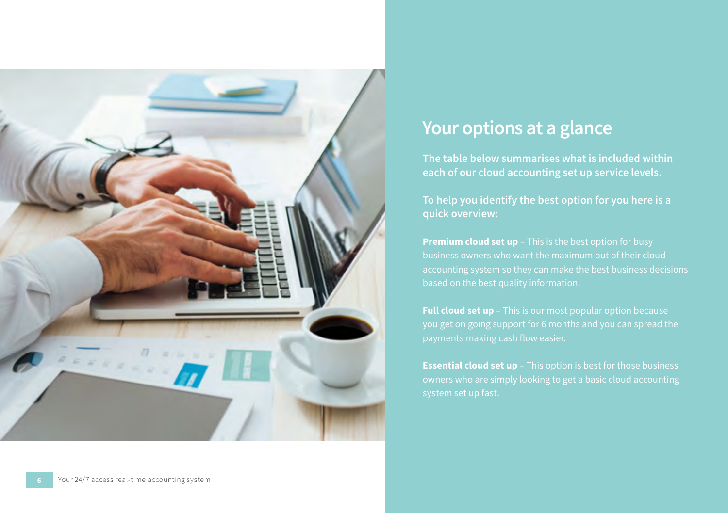# Your options at a glance

**The table below summarises what is included within each of our cloud accounting set up service levels.**

**To help you identify the best option for you here is a quick overview:**

**Premium cloud set up** – This is the best option for busy business owners who want the maximum out of their cloud accounting system so they can make the best business decisions based on the best quality information.

**Full cloud set up** – This is our most popular option because you get on going support for 6 months and you can spread the payments making cash flow easier.

**Essential cloud set up** – This option is best for those business owners who are simply looking to get a basic cloud accounting system set up fast.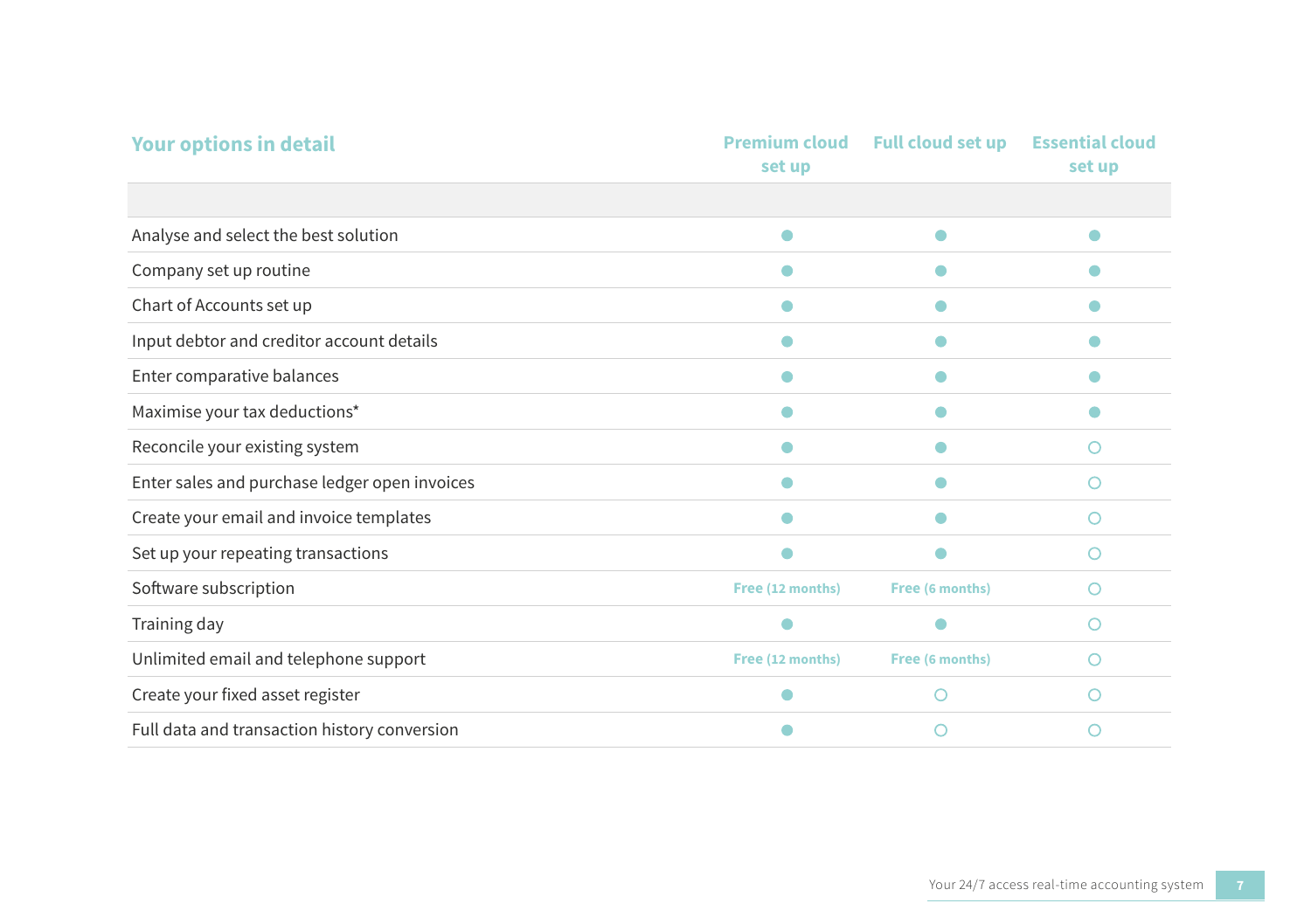| Your options in detail | Premium cloud set up | Full cloud set up | Essential cloud set up |
|---|---|---|---|
| Analyse and select the best solution | ● | ● | ● |
| Company set up routine | ● | ● | ● |
| Chart of Accounts set up | ● | ● | ● |
| Input debtor and creditor account details | ● | ● | ● |
| Enter comparative balances | ● | ● | ● |
| Maximise your tax deductions* | ● | ● | ● |
| Reconcile your existing system | ● | ● | ○ |
| Enter sales and purchase ledger open invoices | ● | ● | ○ |
| Create your email and invoice templates | ● | ● | ○ |
| Set up your repeating transactions | ● | ● | ○ |
| Software subscription | Free (12 months) | Free (6 months) | ○ |
| Training day | ● | ● | ○ |
| Unlimited email and telephone support | Free (12 months) | Free (6 months) | ○ |
| Create your fixed asset register | ● | ○ | ○ |
| Full data and transaction history conversion | ● | ○ | ○ |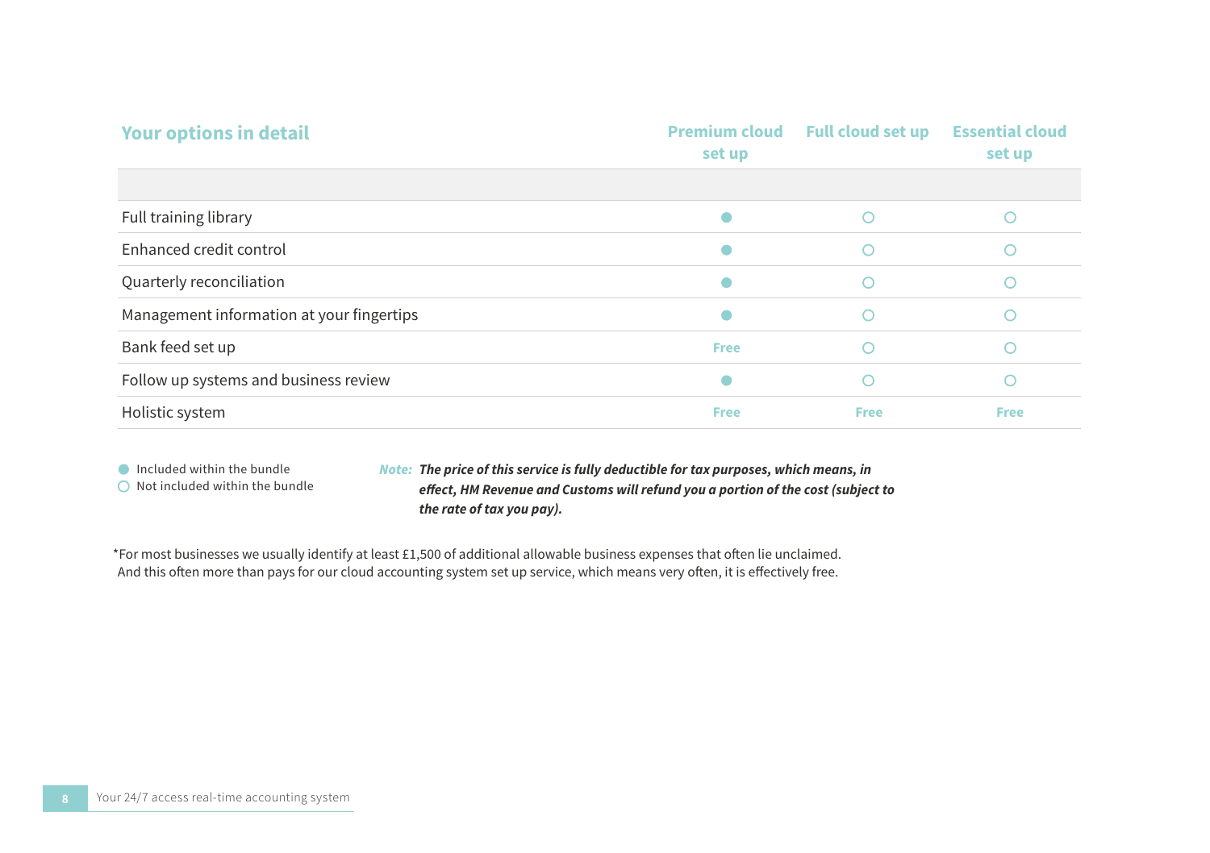## Your options in detail

| | Premium cloud set up | Full cloud set up | Essential cloud set up |
|---|---|---|---|
| Full training library | ● | ○ | ○ |
| Enhanced credit control | ● | ○ | ○ |
| Quarterly reconciliation | ● | ○ | ○ |
| Management information at your fingertips | ● | ○ | ○ |
| Bank feed set up | Free | ○ | ○ |
| Follow up systems and business review | ● | ○ | ○ |
| Holistic system | Free | Free | Free |

● Included within the bundle
○ Not included within the bundle

*Note:* ***The price of this service is fully deductible for tax purposes, which means, in effect, HM Revenue and Customs will refund you a portion of the cost (subject to the rate of tax you pay).***

*For most businesses we usually identify at least £1,500 of additional allowable business expenses that often lie unclaimed. And this often more than pays for our cloud accounting system set up service, which means very often, it is effectively free.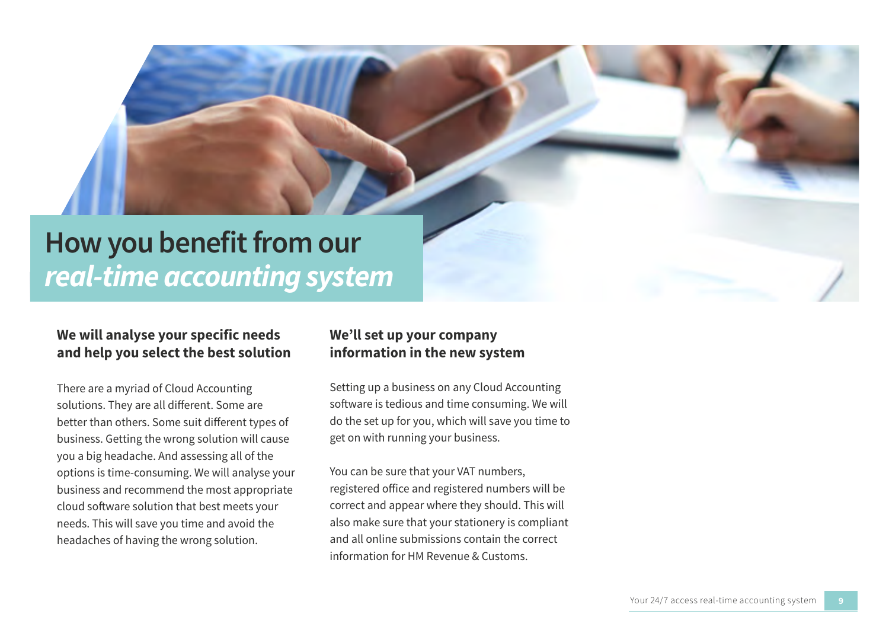# How you benefit from our *real-time accounting system*

### We will analyse your specific needs and help you select the best solution

There are a myriad of Cloud Accounting solutions. They are all different. Some are better than others. Some suit different types of business. Getting the wrong solution will cause you a big headache. And assessing all of the options is time-consuming. We will analyse your business and recommend the most appropriate cloud software solution that best meets your needs. This will save you time and avoid the headaches of having the wrong solution.

### We'll set up your company information in the new system

Setting up a business on any Cloud Accounting software is tedious and time consuming. We will do the set up for you, which will save you time to get on with running your business.

You can be sure that your VAT numbers, registered office and registered numbers will be correct and appear where they should. This will also make sure that your stationery is compliant and all online submissions contain the correct information for HM Revenue & Customs.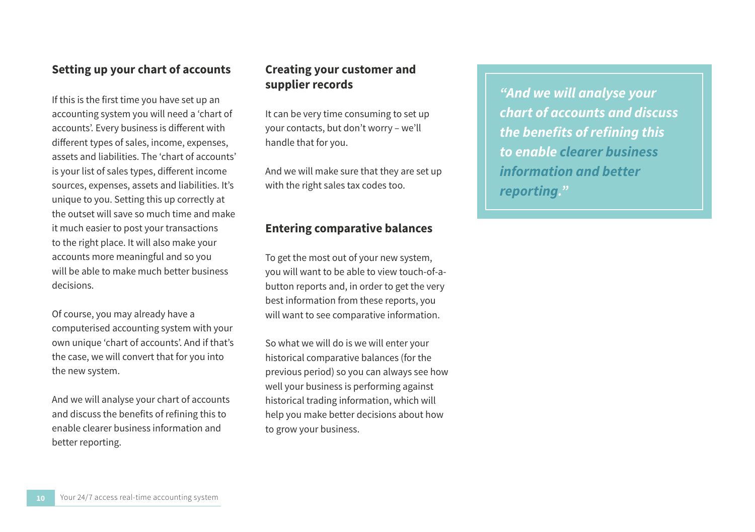## Setting up your chart of accounts

If this is the first time you have set up an accounting system you will need a 'chart of accounts'. Every business is different with different types of sales, income, expenses, assets and liabilities. The 'chart of accounts' is your list of sales types, different income sources, expenses, assets and liabilities. It's unique to you. Setting this up correctly at the outset will save so much time and make it much easier to post your transactions to the right place. It will also make your accounts more meaningful and so you will be able to make much better business decisions.

Of course, you may already have a computerised accounting system with your own unique 'chart of accounts'. And if that's the case, we will convert that for you into the new system.

And we will analyse your chart of accounts and discuss the benefits of refining this to enable clearer business information and better reporting.

## Creating your customer and supplier records

It can be very time consuming to set up your contacts, but don't worry – we'll handle that for you.

And we will make sure that they are set up with the right sales tax codes too.

## Entering comparative balances

To get the most out of your new system, you will want to be able to view touch-of-a-button reports and, in order to get the very best information from these reports, you will want to see comparative information.

So what we will do is we will enter your historical comparative balances (for the previous period) so you can always see how well your business is performing against historical trading information, which will help you make better decisions about how to grow your business.

> ***"And we will analyse your chart of accounts and discuss the benefits of refining this to enable clearer business information and better reporting."***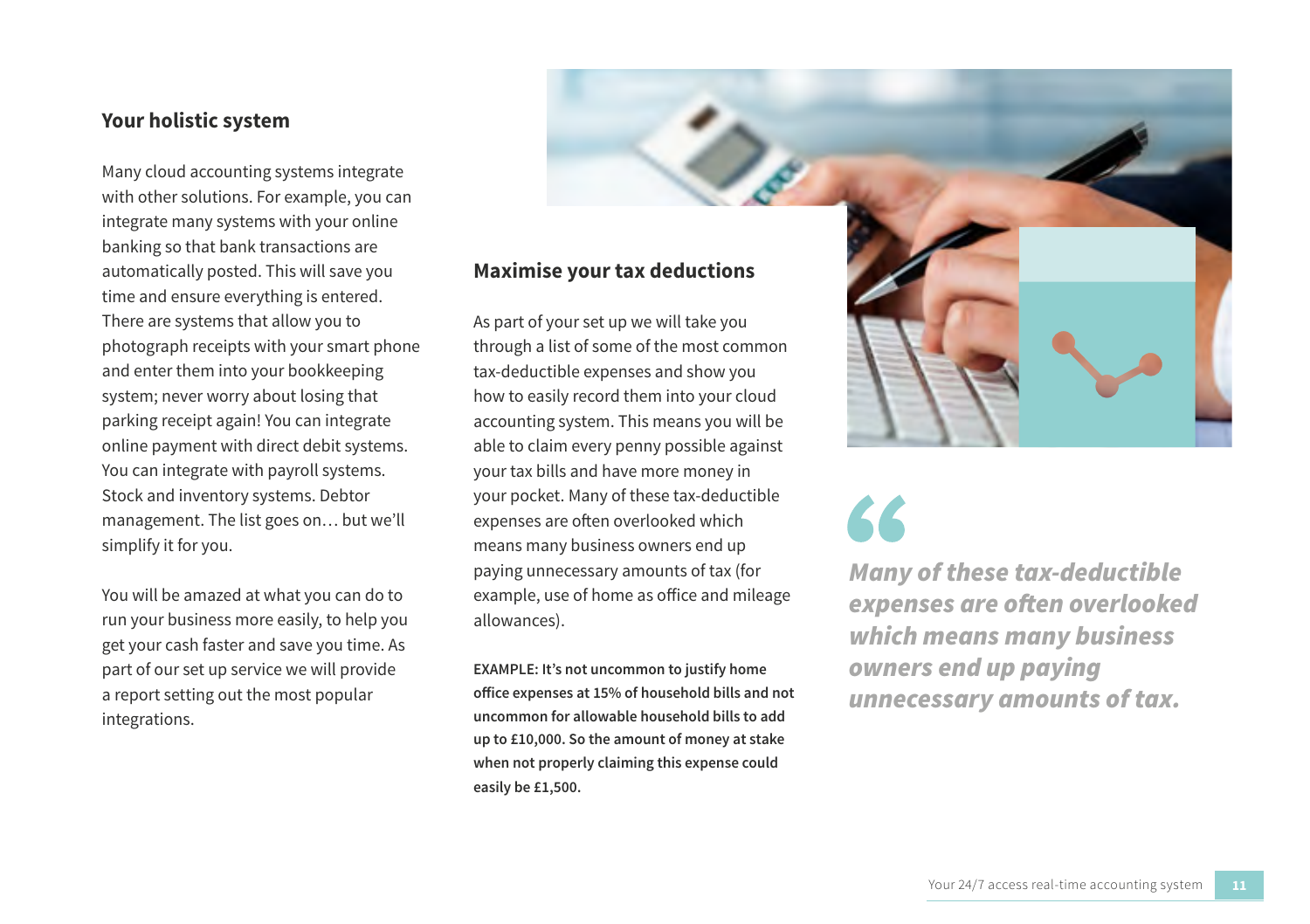## Your holistic system

Many cloud accounting systems integrate with other solutions. For example, you can integrate many systems with your online banking so that bank transactions are automatically posted. This will save you time and ensure everything is entered. There are systems that allow you to photograph receipts with your smart phone and enter them into your bookkeeping system; never worry about losing that parking receipt again! You can integrate online payment with direct debit systems. You can integrate with payroll systems. Stock and inventory systems. Debtor management. The list goes on… but we'll simplify it for you.

You will be amazed at what you can do to run your business more easily, to help you get your cash faster and save you time. As part of our set up service we will provide a report setting out the most popular integrations.

## Maximise your tax deductions

As part of your set up we will take you through a list of some of the most common tax-deductible expenses and show you how to easily record them into your cloud accounting system. This means you will be able to claim every penny possible against your tax bills and have more money in your pocket. Many of these tax-deductible expenses are often overlooked which means many business owners end up paying unnecessary amounts of tax (for example, use of home as office and mileage allowances).

**EXAMPLE: It's not uncommon to justify home office expenses at 15% of household bills and not uncommon for allowable household bills to add up to £10,000. So the amount of money at stake when not properly claiming this expense could easily be £1,500.**

> ***Many of these tax-deductible expenses are often overlooked which means many business owners end up paying unnecessary amounts of tax.***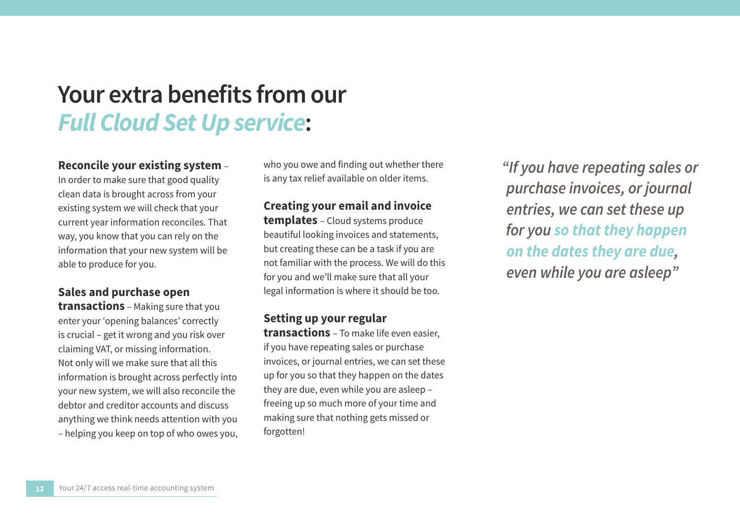# Your extra benefits from our *Full Cloud Set Up service*:

**Reconcile your existing system** – In order to make sure that good quality clean data is brought across from your existing system we will check that your current year information reconciles. That way, you know that you can rely on the information that your new system will be able to produce for you.

**Sales and purchase open transactions** – Making sure that you enter your 'opening balances' correctly is crucial – get it wrong and you risk over claiming VAT, or missing information. Not only will we make sure that all this information is brought across perfectly into your new system, we will also reconcile the debtor and creditor accounts and discuss anything we think needs attention with you – helping you keep on top of who owes you, who you owe and finding out whether there is any tax relief available on older items.

**Creating your email and invoice templates** – Cloud systems produce beautiful looking invoices and statements, but creating these can be a task if you are not familiar with the process. We will do this for you and we'll make sure that all your legal information is where it should be too.

**Setting up your regular transactions** – To make life even easier, if you have repeating sales or purchase invoices, or journal entries, we can set these up for you so that they happen on the dates they are due, even while you are asleep – freeing up so much more of your time and making sure that nothing gets missed or forgotten!

> *"If you have repeating sales or purchase invoices, or journal entries, we can set these up for you **so that they happen on the dates they are due**, even while you are asleep"*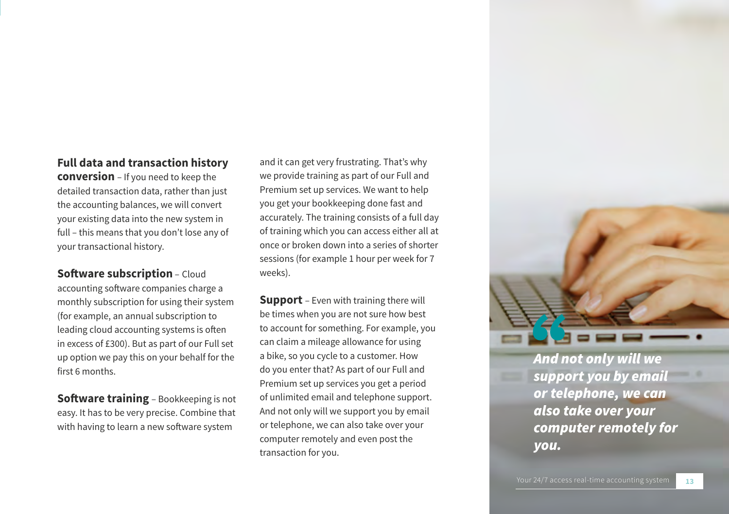**Full data and transaction history conversion** – If you need to keep the detailed transaction data, rather than just the accounting balances, we will convert your existing data into the new system in full – this means that you don't lose any of your transactional history.

**Software subscription** – Cloud accounting software companies charge a monthly subscription for using their system (for example, an annual subscription to leading cloud accounting systems is often in excess of £300). But as part of our Full set up option we pay this on your behalf for the first 6 months.

**Software training** – Bookkeeping is not easy. It has to be very precise. Combine that with having to learn a new software system and it can get very frustrating. That's why we provide training as part of our Full and Premium set up services. We want to help you get your bookkeeping done fast and accurately. The training consists of a full day of training which you can access either all at once or broken down into a series of shorter sessions (for example 1 hour per week for 7 weeks).

**Support** – Even with training there will be times when you are not sure how best to account for something. For example, you can claim a mileage allowance for using a bike, so you cycle to a customer. How do you enter that? As part of our Full and Premium set up services you get a period of unlimited email and telephone support. And not only will we support you by email or telephone, we can also take over your computer remotely and even post the transaction for you.

> ***And not only will we support you by email or telephone, we can also take over your computer remotely for you.***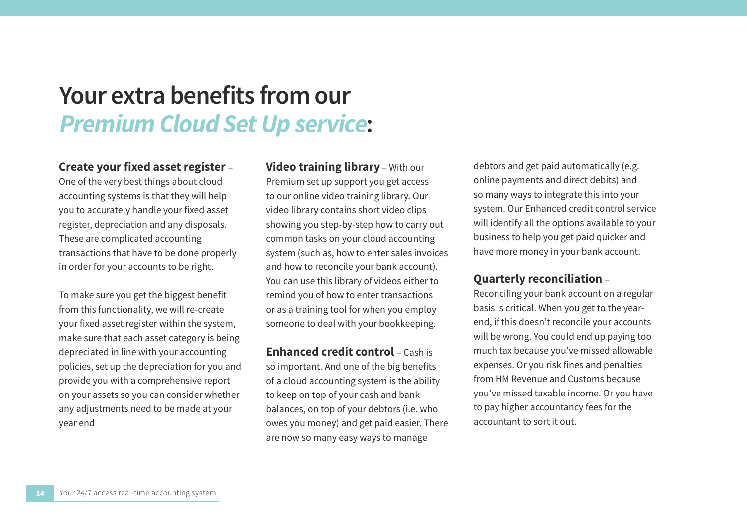# Your extra benefits from our *Premium Cloud Set Up service*:

**Create your fixed asset register** – One of the very best things about cloud accounting systems is that they will help you to accurately handle your fixed asset register, depreciation and any disposals. These are complicated accounting transactions that have to be done properly in order for your accounts to be right.

To make sure you get the biggest benefit from this functionality, we will re-create your fixed asset register within the system, make sure that each asset category is being depreciated in line with your accounting policies, set up the depreciation for you and provide you with a comprehensive report on your assets so you can consider whether any adjustments need to be made at your year end

**Video training library** – With our Premium set up support you get access to our online video training library. Our video library contains short video clips showing you step-by-step how to carry out common tasks on your cloud accounting system (such as, how to enter sales invoices and how to reconcile your bank account). You can use this library of videos either to remind you of how to enter transactions or as a training tool for when you employ someone to deal with your bookkeeping.

**Enhanced credit control** – Cash is so important. And one of the big benefits of a cloud accounting system is the ability to keep on top of your cash and bank balances, on top of your debtors (i.e. who owes you money) and get paid easier. There are now so many easy ways to manage debtors and get paid automatically (e.g. online payments and direct debits) and so many ways to integrate this into your system. Our Enhanced credit control service will identify all the options available to your business to help you get paid quicker and have more money in your bank account.

**Quarterly reconciliation** – Reconciling your bank account on a regular basis is critical. When you get to the year-end, if this doesn't reconcile your accounts will be wrong. You could end up paying too much tax because you've missed allowable expenses. Or you risk fines and penalties from HM Revenue and Customs because you've missed taxable income. Or you have to pay higher accountancy fees for the accountant to sort it out.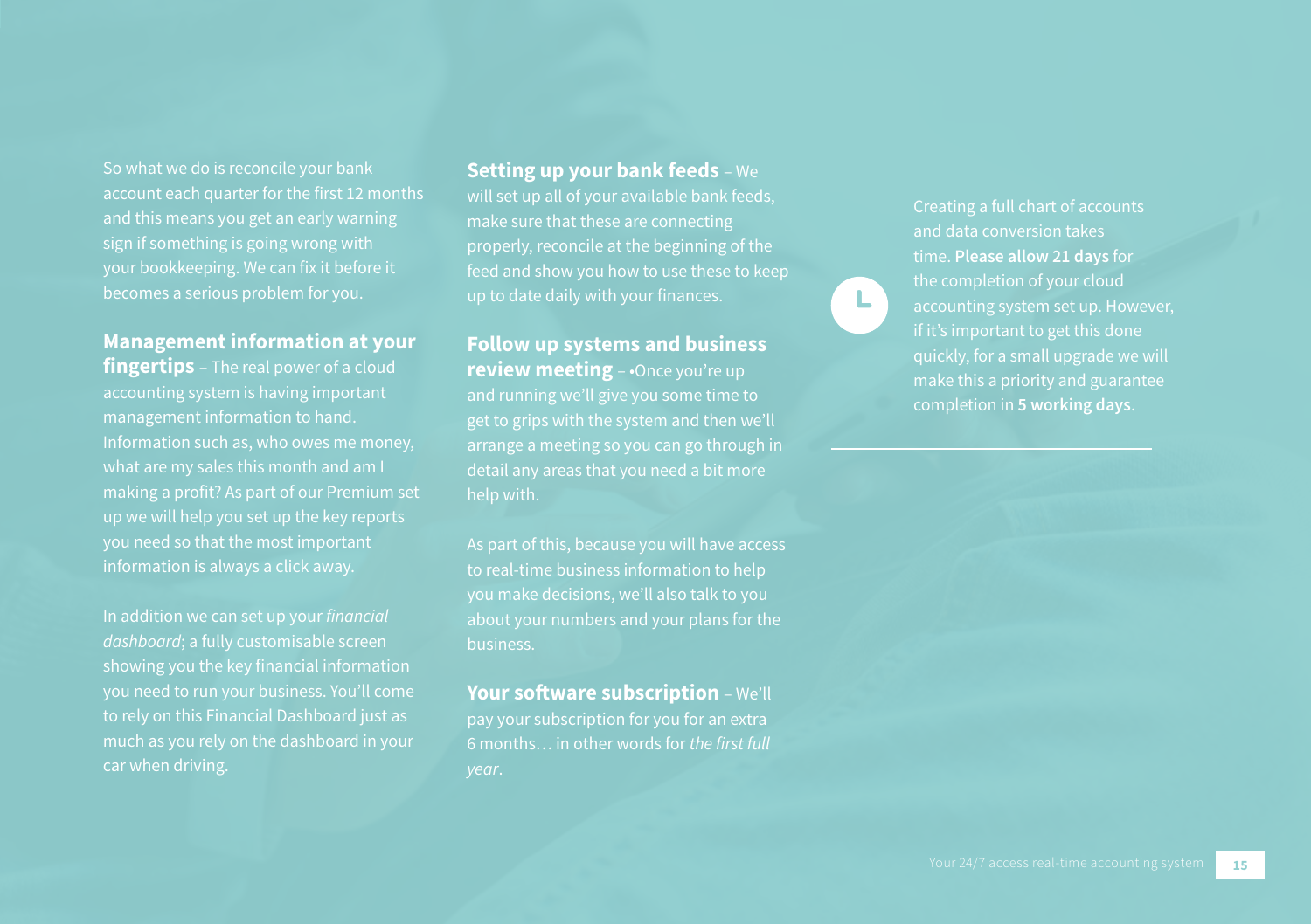So what we do is reconcile your bank account each quarter for the first 12 months and this means you get an early warning sign if something is going wrong with your bookkeeping. We can fix it before it becomes a serious problem for you.

**Management information at your fingertips** – The real power of a cloud accounting system is having important management information to hand. Information such as, who owes me money, what are my sales this month and am I making a profit? As part of our Premium set up we will help you set up the key reports you need so that the most important information is always a click away.

In addition we can set up your *financial dashboard*; a fully customisable screen showing you the key financial information you need to run your business. You'll come to rely on this Financial Dashboard just as much as you rely on the dashboard in your car when driving.

**Setting up your bank feeds** – We will set up all of your available bank feeds, make sure that these are connecting properly, reconcile at the beginning of the feed and show you how to use these to keep up to date daily with your finances.

**Follow up systems and business review meeting** – •Once you're up and running we'll give you some time to get to grips with the system and then we'll arrange a meeting so you can go through in detail any areas that you need a bit more help with.

As part of this, because you will have access to real-time business information to help you make decisions, we'll also talk to you about your numbers and your plans for the business.

**Your software subscription** – We'll pay your subscription for you for an extra 6 months… in other words for *the first full year*.

Creating a full chart of accounts and data conversion takes time. **Please allow 21 days** for the completion of your cloud accounting system set up. However, if it's important to get this done quickly, for a small upgrade we will make this a priority and guarantee completion in **5 working days**.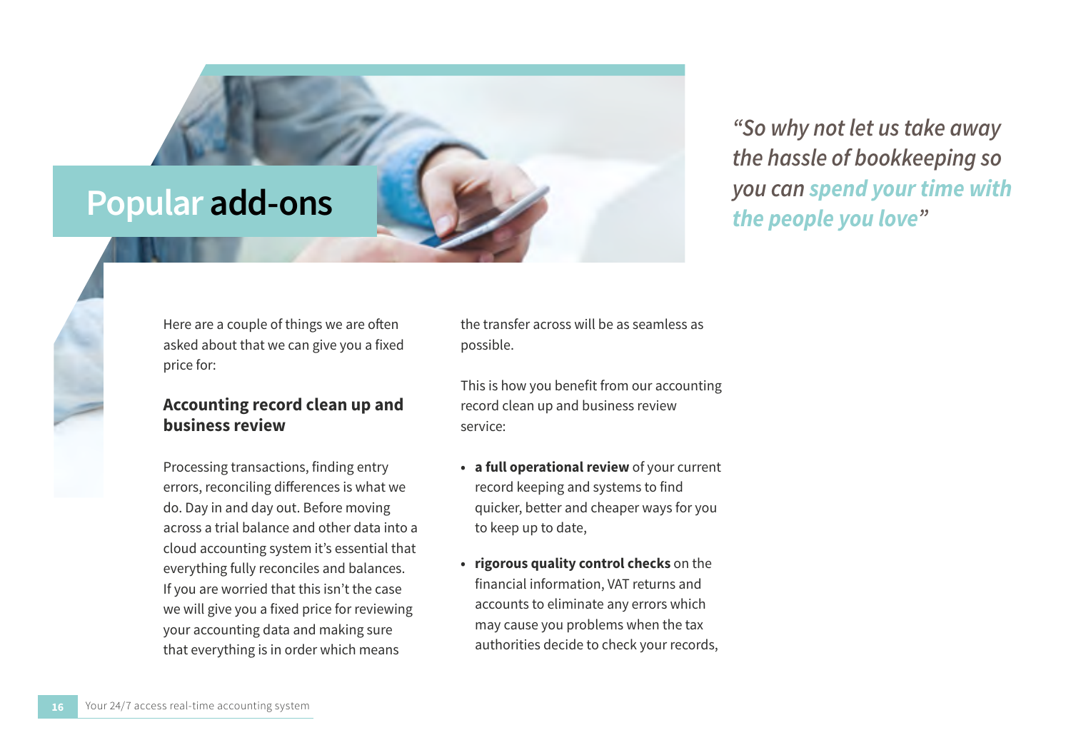# Popular **add-ons**

*"So why not let us take away the hassle of bookkeeping so you can **spend your time with the people you love**"*

Here are a couple of things we are often asked about that we can give you a fixed price for:

### Accounting record clean up and business review

Processing transactions, finding entry errors, reconciling differences is what we do. Day in and day out. Before moving across a trial balance and other data into a cloud accounting system it's essential that everything fully reconciles and balances. If you are worried that this isn't the case we will give you a fixed price for reviewing your accounting data and making sure that everything is in order which means the transfer across will be as seamless as possible.

This is how you benefit from our accounting record clean up and business review service:

- **a full operational review** of your current record keeping and systems to find quicker, better and cheaper ways for you to keep up to date,
- **rigorous quality control checks** on the financial information, VAT returns and accounts to eliminate any errors which may cause you problems when the tax authorities decide to check your records,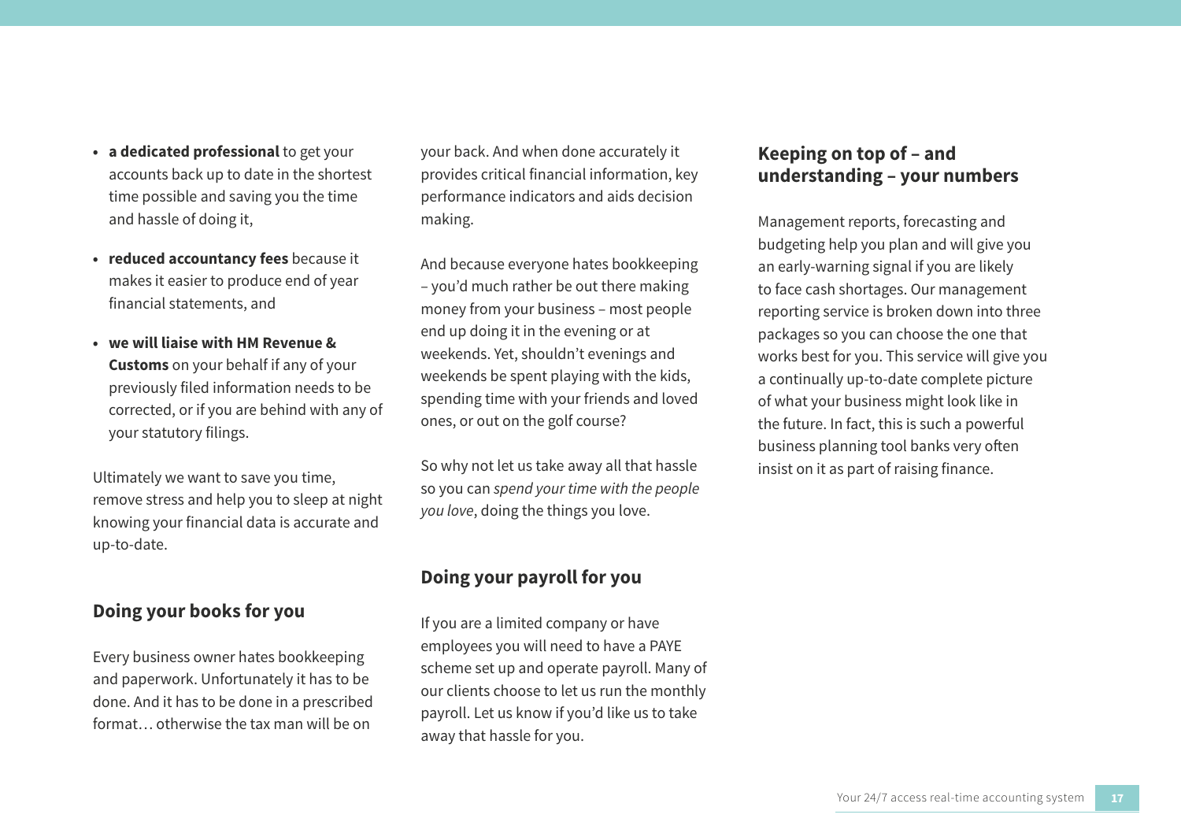- **a dedicated professional** to get your accounts back up to date in the shortest time possible and saving you the time and hassle of doing it,
- **reduced accountancy fees** because it makes it easier to produce end of year financial statements, and
- **we will liaise with HM Revenue & Customs** on your behalf if any of your previously filed information needs to be corrected, or if you are behind with any of your statutory filings.

Ultimately we want to save you time, remove stress and help you to sleep at night knowing your financial data is accurate and up-to-date.

## Doing your books for you

Every business owner hates bookkeeping and paperwork. Unfortunately it has to be done. And it has to be done in a prescribed format… otherwise the tax man will be on your back. And when done accurately it provides critical financial information, key performance indicators and aids decision making.

And because everyone hates bookkeeping – you'd much rather be out there making money from your business – most people end up doing it in the evening or at weekends. Yet, shouldn't evenings and weekends be spent playing with the kids, spending time with your friends and loved ones, or out on the golf course?

So why not let us take away all that hassle so you can *spend your time with the people you love*, doing the things you love.

## Doing your payroll for you

If you are a limited company or have employees you will need to have a PAYE scheme set up and operate payroll. Many of our clients choose to let us run the monthly payroll. Let us know if you'd like us to take away that hassle for you.

## Keeping on top of – and understanding – your numbers

Management reports, forecasting and budgeting help you plan and will give you an early-warning signal if you are likely to face cash shortages. Our management reporting service is broken down into three packages so you can choose the one that works best for you. This service will give you a continually up-to-date complete picture of what your business might look like in the future. In fact, this is such a powerful business planning tool banks very often insist on it as part of raising finance.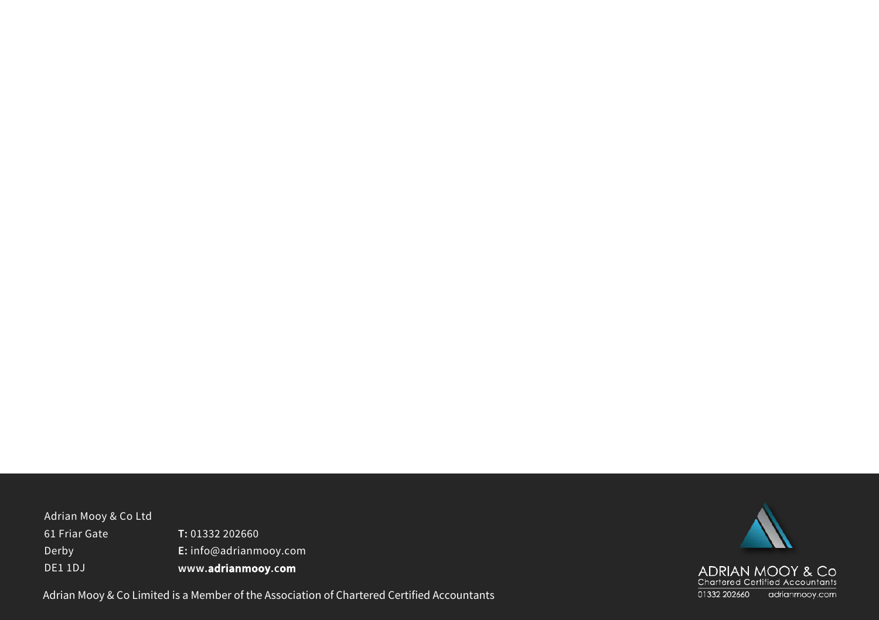Adrian Mooy & Co Ltd
61 Friar Gate
Derby
DE1 1DJ

**T:** 01332 202660
**E:** info@adrianmooy.com
www.**adrianmooy.com**

Adrian Mooy & Co Limited is a Member of the Association of Chartered Certified Accountants

ADRIAN MOOY & Co
Chartered Certified Accountants
01332 202660 adrianmooy.com